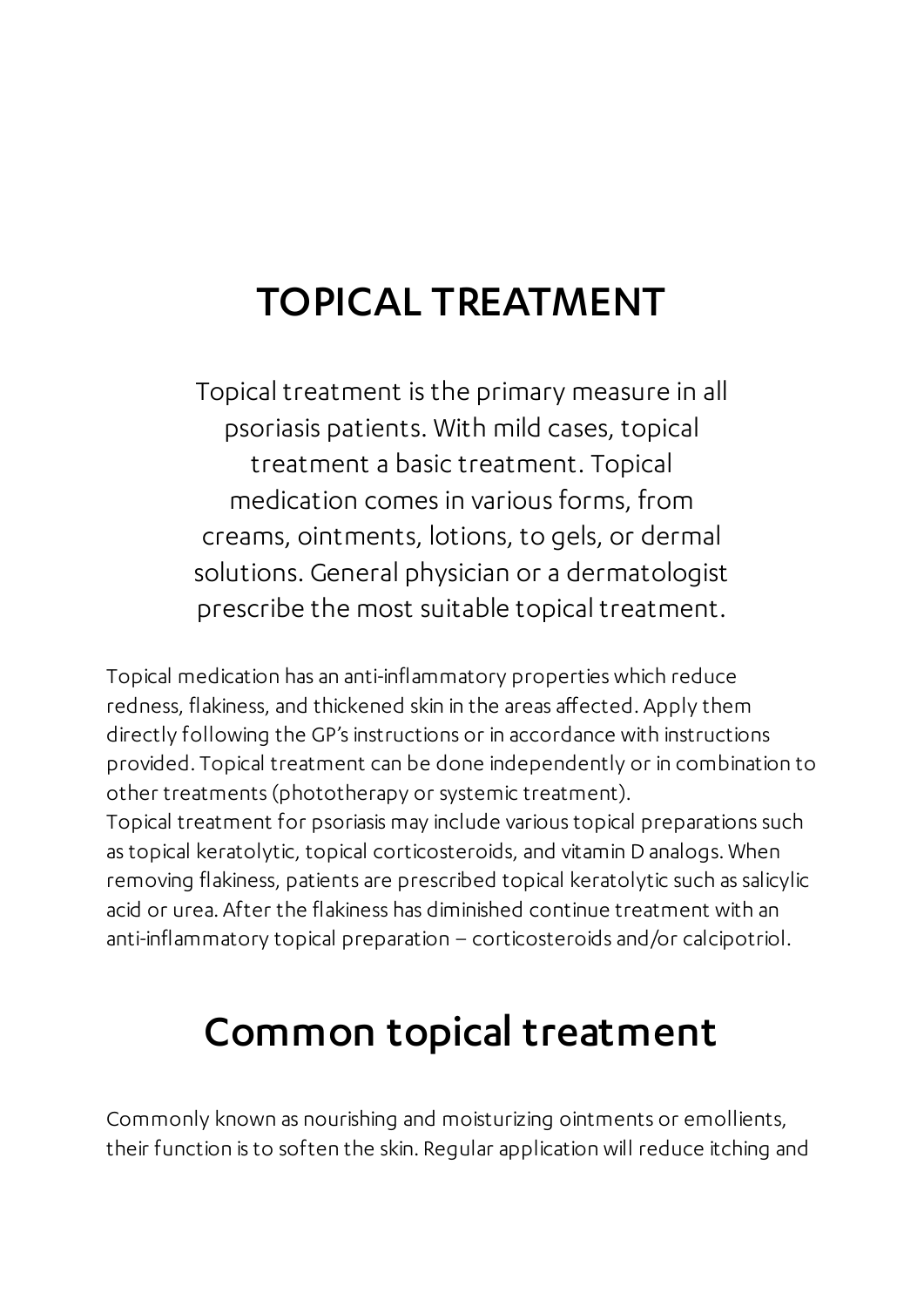# TOPICAL TREATMENT

Topical treatment is the primary measure in all psoriasis patients. With mild cases, topical treatment a basic treatment. Topical medication comes in various forms, from creams, ointments, lotions, to gels, or dermal solutions. General physician or a dermatologist prescribe the most suitable topical treatment.

Topical medication has an anti-inflammatory properties which reduce redness, flakiness, and thickened skin in the areas affected. Apply them directly following the GP's instructions or in accordance with instructions provided. Topical treatment can be done independently or in combination to other treatments (phototherapy or systemic treatment).
Topical treatment for psoriasis may include various topical preparations such as topical keratolytic, topical corticosteroids, and vitamin D analogs. When removing flakiness, patients are prescribed topical keratolytic such as salicylic acid or urea. After the flakiness has diminished continue treatment with an anti-inflammatory topical preparation – corticosteroids and/or calcipotriol.

# Common topical treatment

Commonly known as nourishing and moisturizing ointments or emollients, their function is to soften the skin. Regular application will reduce itching and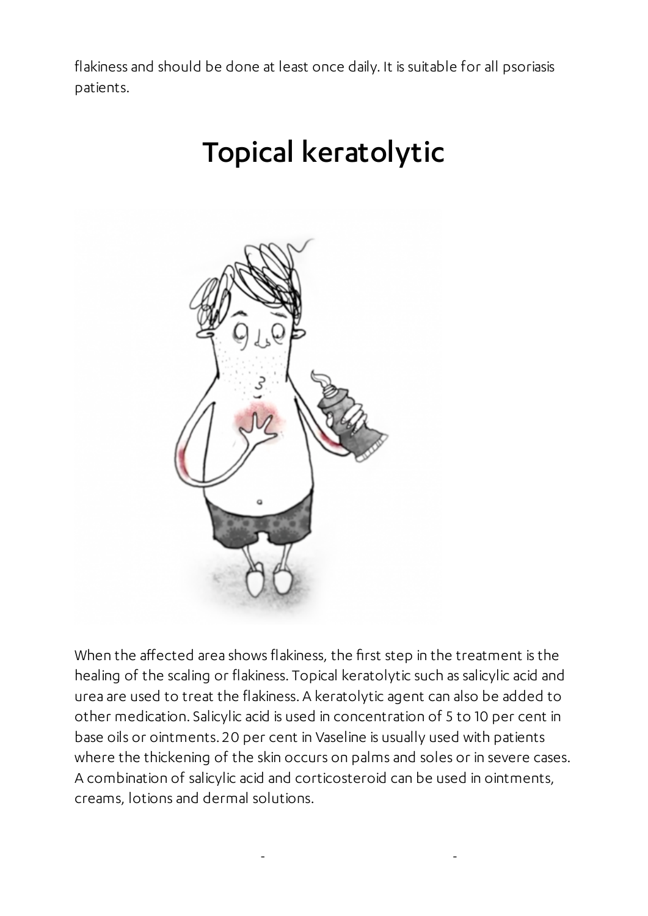flakiness and should be done at least once daily. It is suitable for all psoriasis patients.

# Topical keratolytic

When the affected area shows flakiness, the first step in the treatment is the healing of the scaling or flakiness. Topical keratolytic such as salicylic acid and urea are used to treat the flakiness. A keratolytic agent can also be added to other medication. Salicylic acid is used in concentration of 5 to 10 per cent in base oils or ointments. 20 per cent in Vaseline is usually used with patients where the thickening of the skin occurs on palms and soles or in severe cases. A combination of salicylic acid and corticosteroid can be used in ointments, creams, lotions and dermal solutions.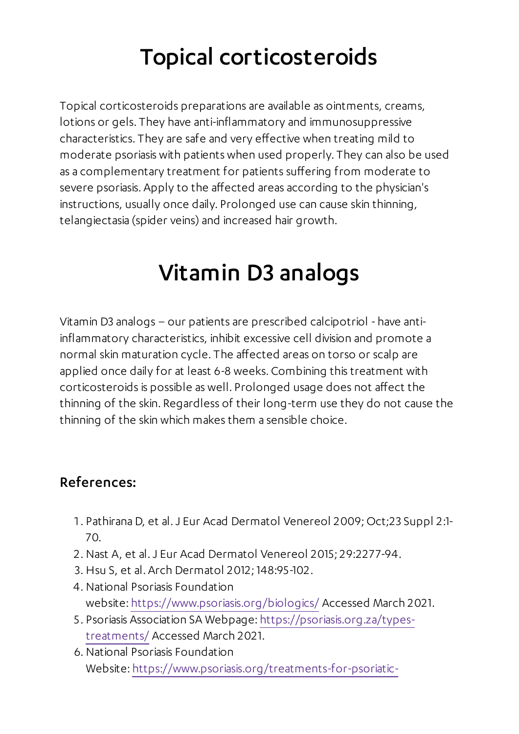# Topical corticosteroids

Topical corticosteroids preparations are available as ointments, creams, lotions or gels. They have anti-inflammatory and immunosuppressive characteristics. They are safe and very effective when treating mild to moderate psoriasis with patients when used properly. They can also be used as a complementary treatment for patients suffering from moderate to severe psoriasis. Apply to the affected areas according to the physician's instructions, usually once daily. Prolonged use can cause skin thinning, telangiectasia (spider veins) and increased hair growth.

# Vitamin D3 analogs

Vitamin D3 analogs – our patients are prescribed calcipotriol - have anti-inflammatory characteristics, inhibit excessive cell division and promote a normal skin maturation cycle. The affected areas on torso or scalp are applied once daily for at least 6-8 weeks. Combining this treatment with corticosteroids is possible as well. Prolonged usage does not affect the thinning of the skin. Regardless of their long-term use they do not cause the thinning of the skin which makes them a sensible choice.

### References:

1. Pathirana D, et al. J Eur Acad Dermatol Venereol 2009; Oct;23 Suppl 2:1-70.
2. Nast A, et al. J Eur Acad Dermatol Venereol 2015; 29:2277-94.
3. Hsu S, et al. Arch Dermatol 2012; 148:95-102.
4. National Psoriasis Foundation website: https://www.psoriasis.org/biologics/ Accessed March 2021.
5. Psoriasis Association SA Webpage: https://psoriasis.org.za/types-treatments/ Accessed March 2021.
6. National Psoriasis Foundation Website: https://www.psoriasis.org/treatments-for-psoriatic-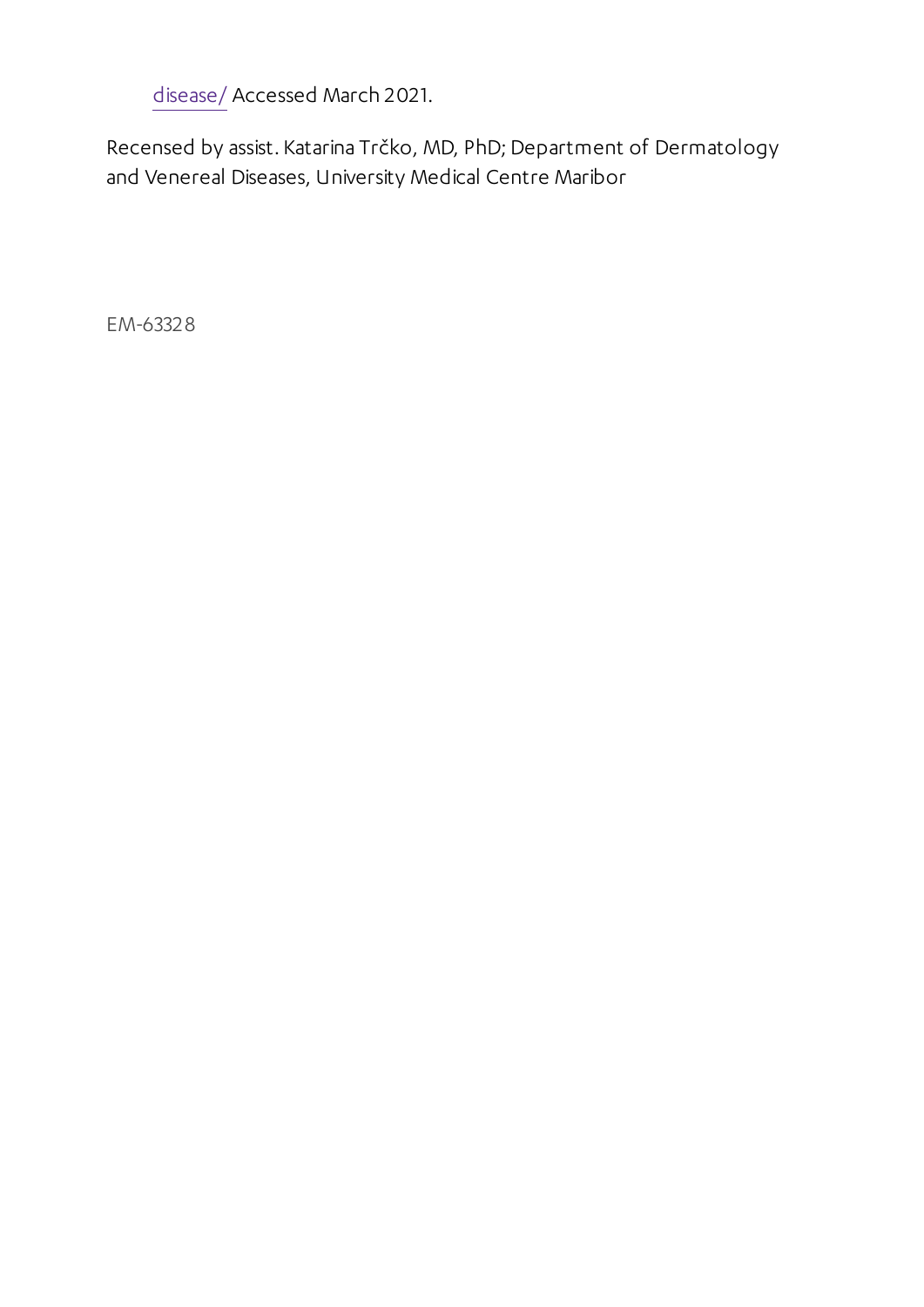disease/ Accessed March 2021.

Recensed by assist. Katarina Trčko, MD, PhD; Department of Dermatology and Venereal Diseases, University Medical Centre Maribor

EM-63328